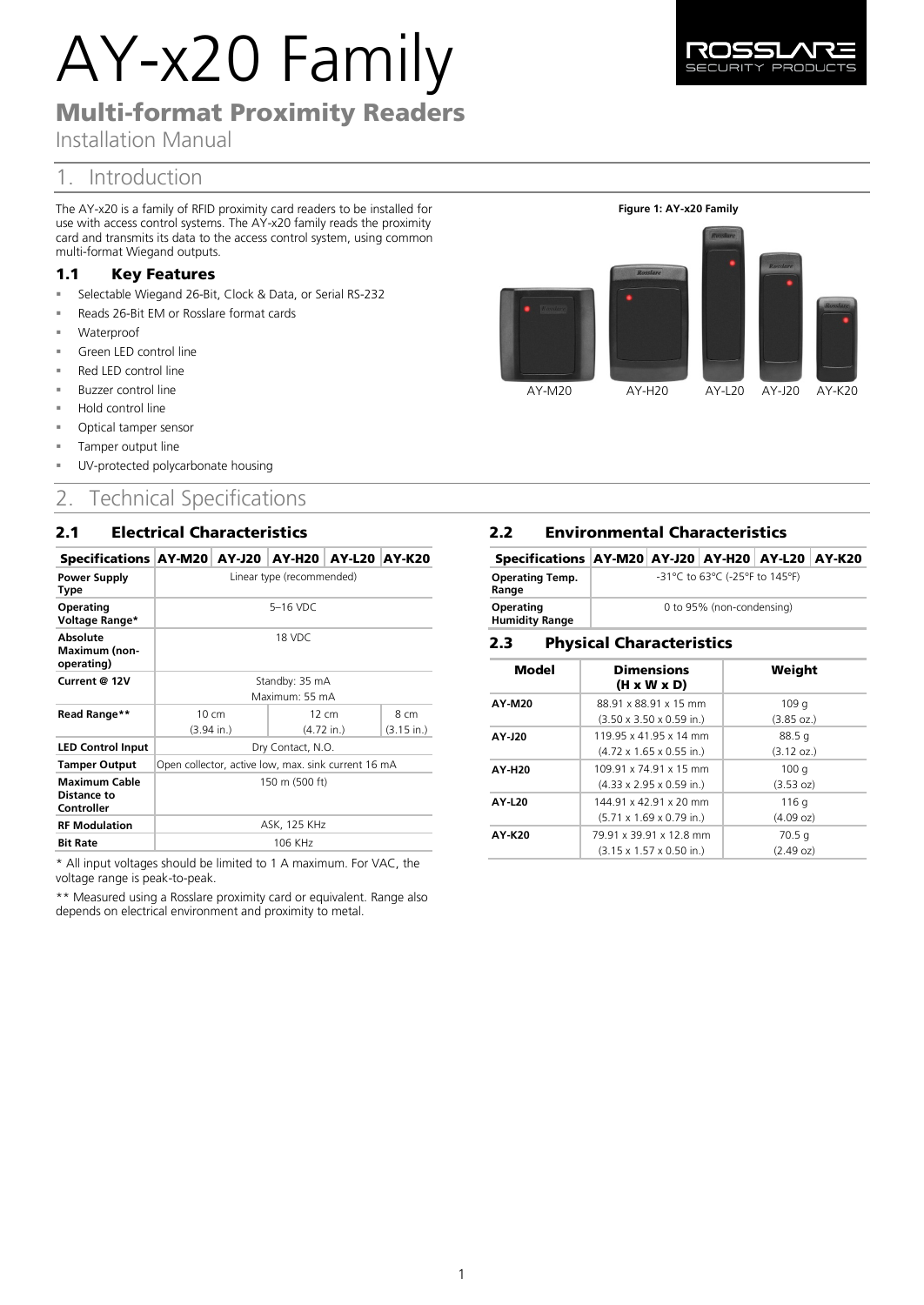# AY-x20 Family

## Multi-format Proximity Readers

Installation Manual

# 1. Introduction

The AY-x20 is a family of RFID proximity card readers to be installed for use with access control systems. The AY-x20 family reads the proximity card and transmits its data to the access control system, using common multi-format Wiegand outputs.

Figure 1: AY-x20 Family

AY-M20 AY-H20 AY-L20 AY-J20 AY-K20

### 1.1 Key Features

- Selectable Wiegand 26-Bit, Clock & Data, or Serial RS-232
- Reads 26-Bit EM or Rosslare format cards
- Waterproof
- Green LED control line
- Red LED control line
- Buzzer control line
- Hold control line
- Optical tamper sensor
- Tamper output line
- UV-protected polycarbonate housing

# 2. Technical Specifications

### 2.1 Electrical Characteristics

| Specifications | AY-M20 | AY-J20 | AY-H20 | AY-L20 | AY-K20 |
|---|---|---|---|---|---|
| **Power Supply Type** | Linear type (recommended) | | | | |
| **Operating Voltage Range*** | 5–16 VDC | | | | |
| **Absolute Maximum (non-operating)** | 18 VDC | | | | |
| **Current @ 12V** | Standby: 35 mA<br>Maximum: 55 mA | | | | |
| **Read Range**** | 10 cm<br>(3.94 in.) | | 12 cm<br>(4.72 in.) | | 8 cm<br>(3.15 in.) |
| **LED Control Input** | Dry Contact, N.O. | | | | |
| **Tamper Output** | Open collector, active low, max. sink current 16 mA | | | | |
| **Maximum Cable Distance to Controller** | 150 m (500 ft) | | | | |
| **RF Modulation** | ASK, 125 KHz | | | | |
| **Bit Rate** | 106 KHz | | | | |

\* All input voltages should be limited to 1 A maximum. For VAC, the voltage range is peak-to-peak.

\** Measured using a Rosslare proximity card or equivalent. Range also depends on electrical environment and proximity to metal.

### 2.2 Environmental Characteristics

| Specifications | AY-M20 | AY-J20 | AY-H20 | AY-L20 | AY-K20 |
|---|---|---|---|---|---|
| **Operating Temp. Range** | -31°C to 63°C (-25°F to 145°F) | | | | |
| **Operating Humidity Range** | 0 to 95% (non-condensing) | | | | |

### 2.3 Physical Characteristics

| Model | Dimensions (H x W x D) | Weight |
|---|---|---|
| **AY-M20** | 88.91 x 88.91 x 15 mm<br>(3.50 x 3.50 x 0.59 in.) | 109 g<br>(3.85 oz.) |
| **AY-J20** | 119.95 x 41.95 x 14 mm<br>(4.72 x 1.65 x 0.55 in.) | 88.5 g<br>(3.12 oz.) |
| **AY-H20** | 109.91 x 74.91 x 15 mm<br>(4.33 x 2.95 x 0.59 in.) | 100 g<br>(3.53 oz) |
| **AY-L20** | 144.91 x 42.91 x 20 mm<br>(5.71 x 1.69 x 0.79 in.) | 116 g<br>(4.09 oz) |
| **AY-K20** | 79.91 x 39.91 x 12.8 mm<br>(3.15 x 1.57 x 0.50 in.) | 70.5 g<br>(2.49 oz) |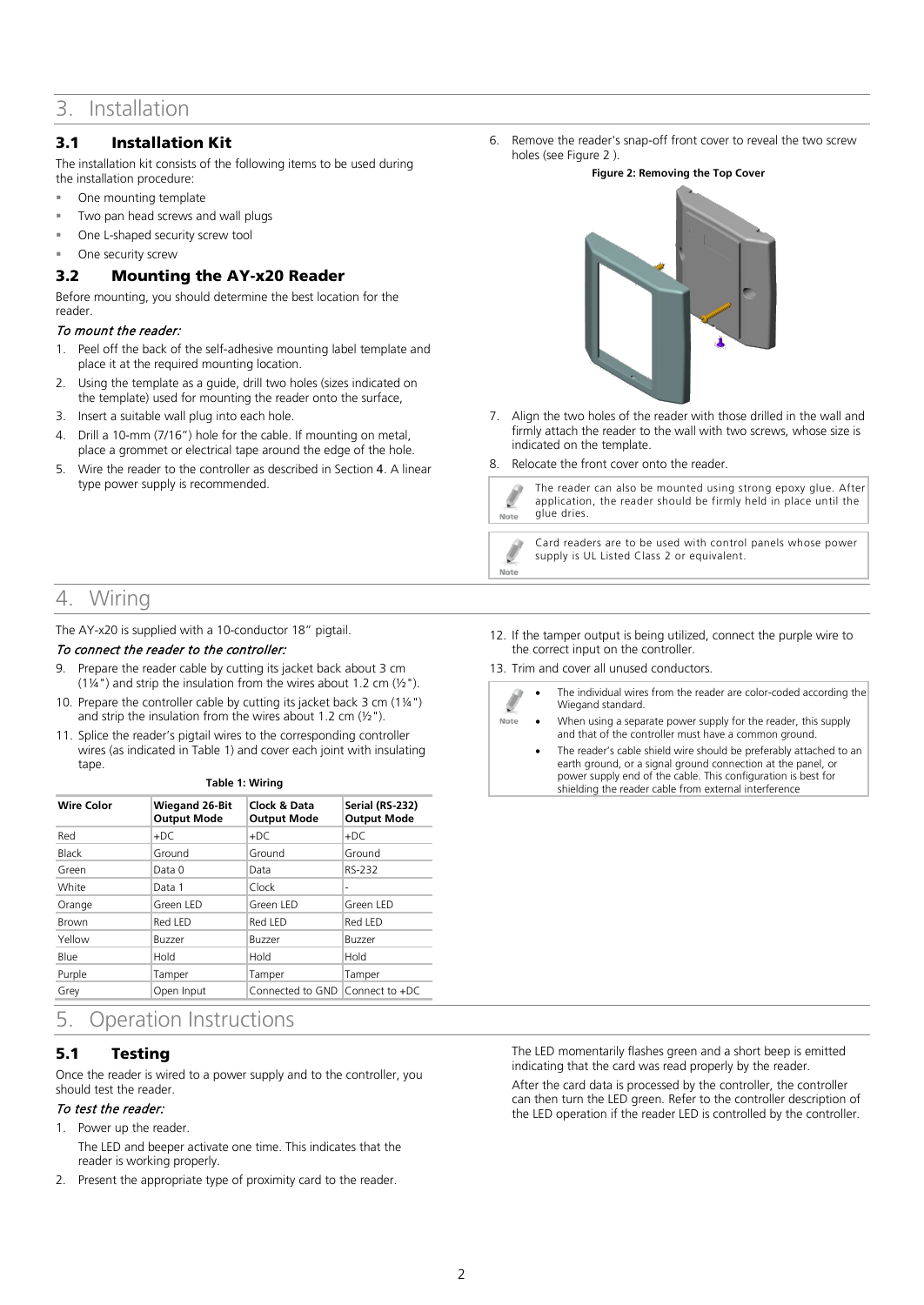# 3. Installation

## 3.1 Installation Kit

The installation kit consists of the following items to be used during the installation procedure:

- One mounting template
- Two pan head screws and wall plugs
- One L-shaped security screw tool
- One security screw

## 3.2 Mounting the AY-x20 Reader

Before mounting, you should determine the best location for the reader.

*To mount the reader:*

1. Peel off the back of the self-adhesive mounting label template and place it at the required mounting location.
2. Using the template as a guide, drill two holes (sizes indicated on the template) used for mounting the reader onto the surface,
3. Insert a suitable wall plug into each hole.
4. Drill a 10-mm (7/16") hole for the cable. If mounting on metal, place a grommet or electrical tape around the edge of the hole.
5. Wire the reader to the controller as described in Section **4**. A linear type power supply is recommended.
6. Remove the reader's snap-off front cover to reveal the two screw holes (see Figure 2 ).

**Figure 2: Removing the Top Cover**

7. Align the two holes of the reader with those drilled in the wall and firmly attach the reader to the wall with two screws, whose size is indicated on the template.
8. Relocate the front cover onto the reader.

> **Note:** The reader can also be mounted using strong epoxy glue. After application, the reader should be firmly held in place until the glue dries.

> **Note:** Card readers are to be used with control panels whose power supply is UL Listed Class 2 or equivalent.

# 4. Wiring

The AY-x20 is supplied with a 10-conductor 18" pigtail.

*To connect the reader to the controller:*

9. Prepare the reader cable by cutting its jacket back about 3 cm (1¼") and strip the insulation from the wires about 1.2 cm (½").
10. Prepare the controller cable by cutting its jacket back 3 cm (1¼") and strip the insulation from the wires about 1.2 cm (½").
11. Splice the reader's pigtail wires to the corresponding controller wires (as indicated in Table 1) and cover each joint with insulating tape.

**Table 1: Wiring**

| Wire Color | Wiegand 26-Bit Output Mode | Clock & Data Output Mode | Serial (RS-232) Output Mode |
|---|---|---|---|
| Red | +DC | +DC | +DC |
| Black | Ground | Ground | Ground |
| Green | Data 0 | Data | RS-232 |
| White | Data 1 | Clock | - |
| Orange | Green LED | Green LED | Green LED |
| Brown | Red LED | Red LED | Red LED |
| Yellow | Buzzer | Buzzer | Buzzer |
| Blue | Hold | Hold | Hold |
| Purple | Tamper | Tamper | Tamper |
| Grey | Open Input | Connected to GND | Connect to +DC |

12. If the tamper output is being utilized, connect the purple wire to the correct input on the controller.
13. Trim and cover all unused conductors.

> **Note:**
> - The individual wires from the reader are color-coded according the Wiegand standard.
> - When using a separate power supply for the reader, this supply and that of the controller must have a common ground.
> - The reader's cable shield wire should be preferably attached to an earth ground, or a signal ground connection at the panel, or power supply end of the cable. This configuration is best for shielding the reader cable from external interference

# 5. Operation Instructions

## 5.1 Testing

Once the reader is wired to a power supply and to the controller, you should test the reader.

*To test the reader:*

1. Power up the reader.

   The LED and beeper activate one time. This indicates that the reader is working properly.

2. Present the appropriate type of proximity card to the reader.

The LED momentarily flashes green and a short beep is emitted indicating that the card was read properly by the reader.

After the card data is processed by the controller, the controller can then turn the LED green. Refer to the controller description of the LED operation if the reader LED is controlled by the controller.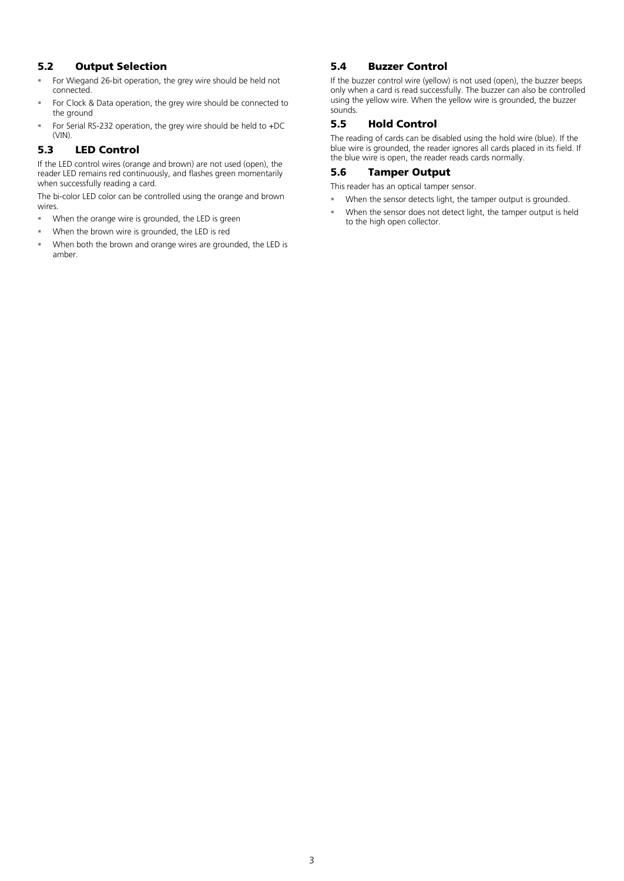## 5.2 Output Selection

- For Wiegand 26-bit operation, the grey wire should be held not connected.
- For Clock & Data operation, the grey wire should be connected to the ground
- For Serial RS-232 operation, the grey wire should be held to +DC (VIN).

## 5.3 LED Control

If the LED control wires (orange and brown) are not used (open), the reader LED remains red continuously, and flashes green momentarily when successfully reading a card.

The bi-color LED color can be controlled using the orange and brown wires.

- When the orange wire is grounded, the LED is green
- When the brown wire is grounded, the LED is red
- When both the brown and orange wires are grounded, the LED is amber.

## 5.4 Buzzer Control

If the buzzer control wire (yellow) is not used (open), the buzzer beeps only when a card is read successfully. The buzzer can also be controlled using the yellow wire. When the yellow wire is grounded, the buzzer sounds.

## 5.5 Hold Control

The reading of cards can be disabled using the hold wire (blue). If the blue wire is grounded, the reader ignores all cards placed in its field. If the blue wire is open, the reader reads cards normally.

## 5.6 Tamper Output

This reader has an optical tamper sensor.

- When the sensor detects light, the tamper output is grounded.
- When the sensor does not detect light, the tamper output is held to the high open collector.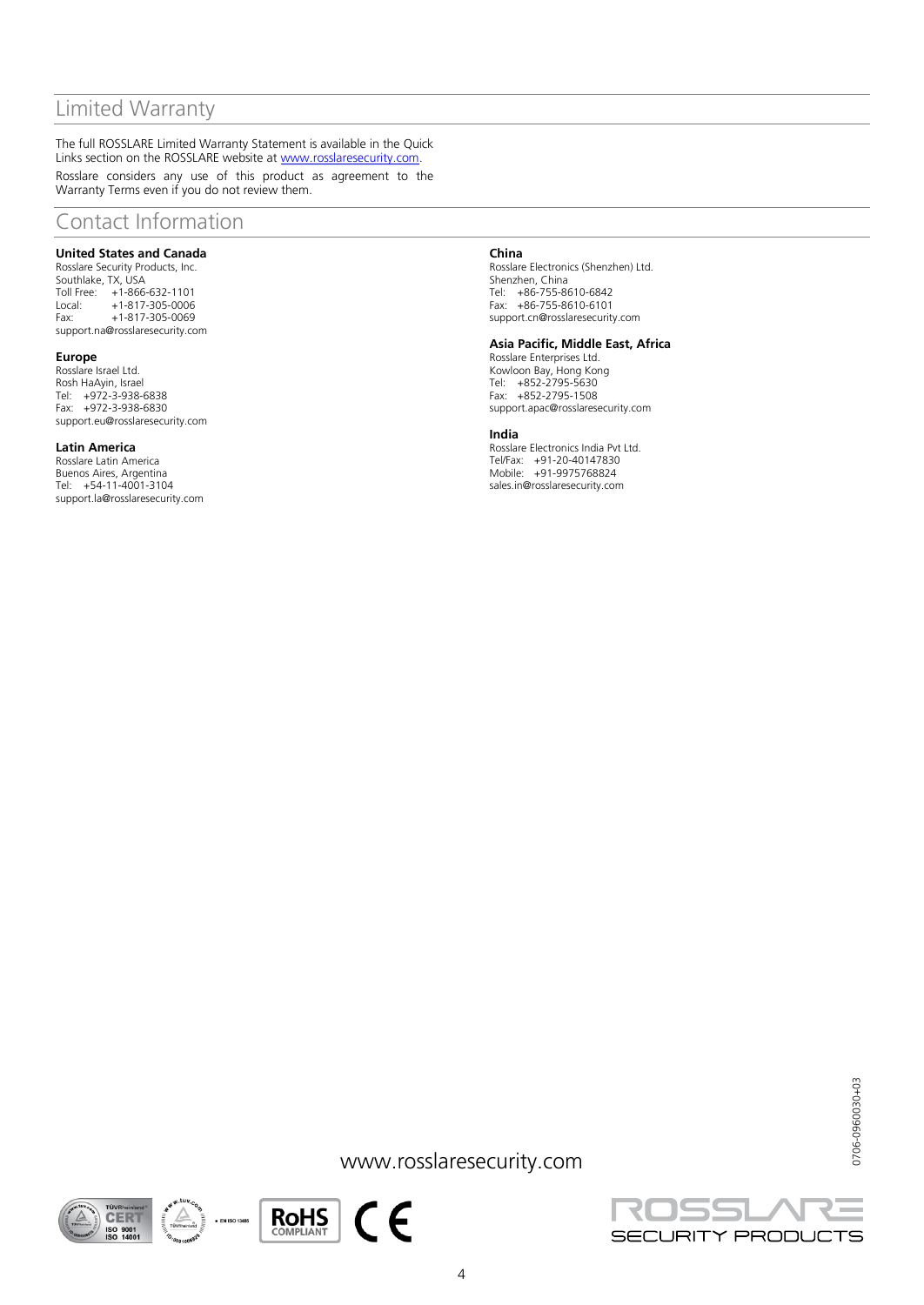## Limited Warranty

The full ROSSLARE Limited Warranty Statement is available in the Quick Links section on the ROSSLARE website at www.rosslaresecurity.com.

Rosslare considers any use of this product as agreement to the Warranty Terms even if you do not review them.

## Contact Information

**United States and Canada**
Rosslare Security Products, Inc.
Southlake, TX, USA
Toll Free: +1-866-632-1101
Local: +1-817-305-0006
Fax: +1-817-305-0069
support.na@rosslaresecurity.com

**Europe**
Rosslare Israel Ltd.
Rosh HaAyin, Israel
Tel: +972-3-938-6838
Fax: +972-3-938-6830
support.eu@rosslaresecurity.com

**Latin America**
Rosslare Latin America
Buenos Aires, Argentina
Tel: +54-11-4001-3104
support.la@rosslaresecurity.com

**China**
Rosslare Electronics (Shenzhen) Ltd.
Shenzhen, China
Tel: +86-755-8610-6842
Fax: +86-755-8610-6101
support.cn@rosslaresecurity.com

**Asia Pacific, Middle East, Africa**
Rosslare Enterprises Ltd.
Kowloon Bay, Hong Kong
Tel: +852-2795-5630
Fax: +852-2795-1508
support.apac@rosslaresecurity.com

**India**
Rosslare Electronics India Pvt Ltd.
Tel/Fax: +91-20-40147830
Mobile: +91-9975768824
sales.in@rosslaresecurity.com

0706-0960030+03

www.rosslaresecurity.com

TÜVRheinland CERT ISO 9001 ISO 14001

EN ISO 13485

RoHS COMPLIANT

CE

ROSSLARE SECURITY PRODUCTS